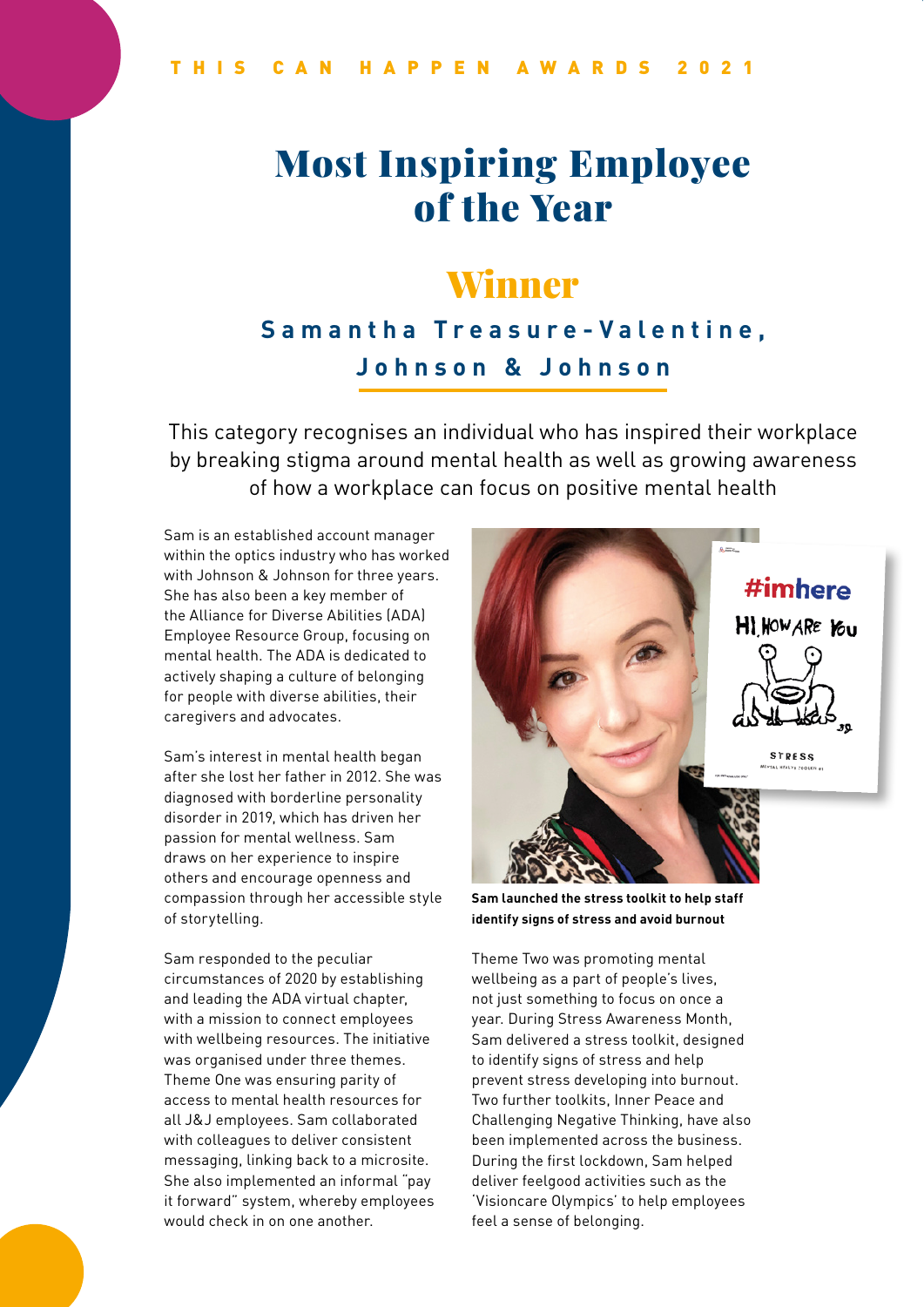THIS CAN HAPPEN AWARDS 2021

# Most Inspiring Employee of the Year

## Winner

### Samantha Treasure-Valentine, Johnson & Johnson

This category recognises an individual who has inspired their workplace by breaking stigma around mental health as well as growing awareness of how a workplace can focus on positive mental health

Sam is an established account manager within the optics industry who has worked with Johnson & Johnson for three years. She has also been a key member of the Alliance for Diverse Abilities (ADA) Employee Resource Group, focusing on mental health. The ADA is dedicated to actively shaping a culture of belonging for people with diverse abilities, their caregivers and advocates.

Sam's interest in mental health began after she lost her father in 2012. She was diagnosed with borderline personality disorder in 2019, which has driven her passion for mental wellness. Sam draws on her experience to inspire others and encourage openness and compassion through her accessible style of storytelling.

Sam responded to the peculiar circumstances of 2020 by establishing and leading the ADA virtual chapter, with a mission to connect employees with wellbeing resources. The initiative was organised under three themes. Theme One was ensuring parity of access to mental health resources for all J&J employees. Sam collaborated with colleagues to deliver consistent messaging, linking back to a microsite. She also implemented an informal "pay it forward" system, whereby employees would check in on one another.

**Sam launched the stress toolkit to help staff identify signs of stress and avoid burnout**

Theme Two was promoting mental wellbeing as a part of people's lives, not just something to focus on once a year. During Stress Awareness Month, Sam delivered a stress toolkit, designed to identify signs of stress and help prevent stress developing into burnout. Two further toolkits, Inner Peace and Challenging Negative Thinking, have also been implemented across the business. During the first lockdown, Sam helped deliver feelgood activities such as the 'Visioncare Olympics' to help employees feel a sense of belonging.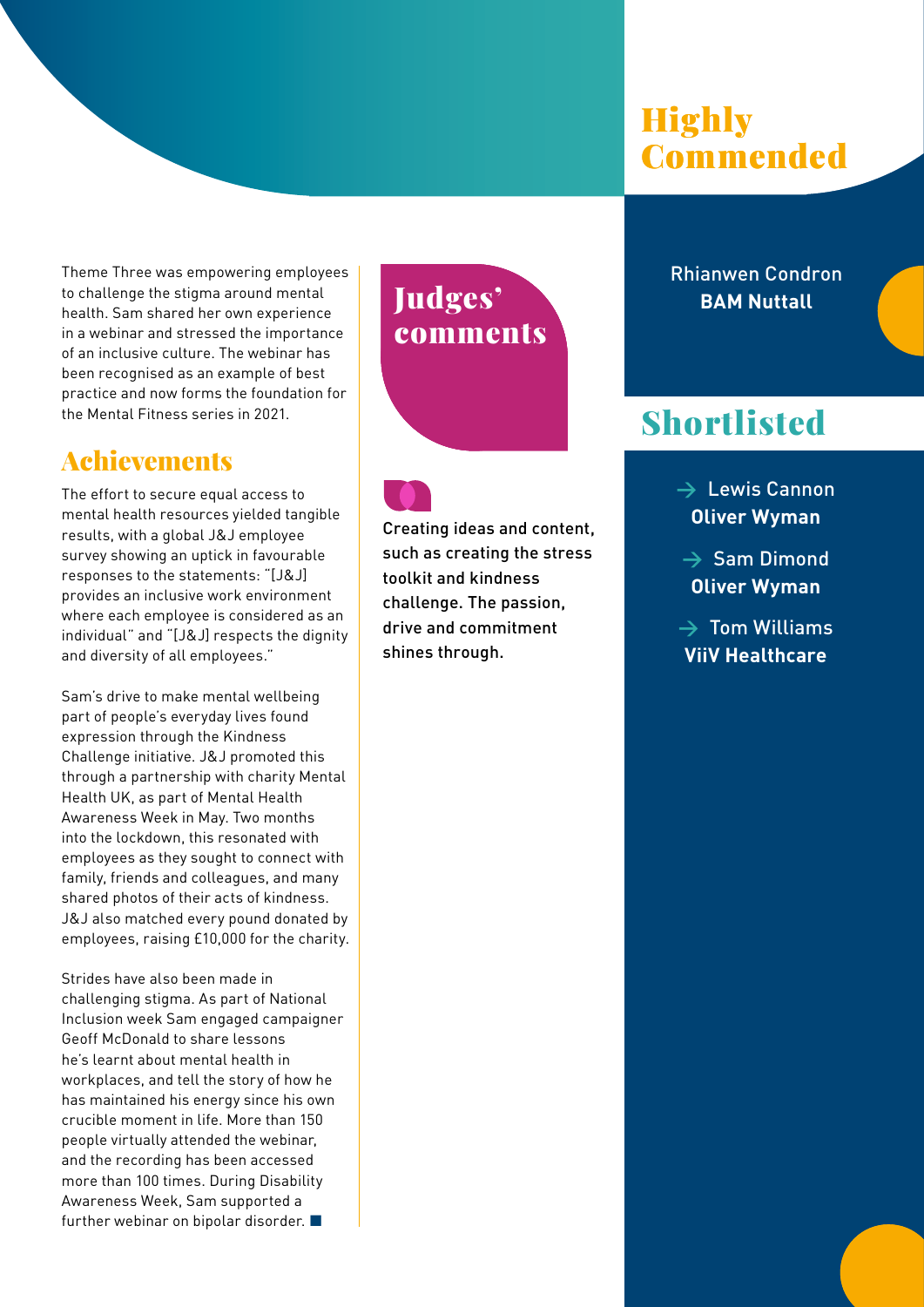Theme Three was empowering employees to challenge the stigma around mental health. Sam shared her own experience in a webinar and stressed the importance of an inclusive culture. The webinar has been recognised as an example of best practice and now forms the foundation for the Mental Fitness series in 2021.

## Achievements

The effort to secure equal access to mental health resources yielded tangible results, with a global J&J employee survey showing an uptick in favourable responses to the statements: "[J&J] provides an inclusive work environment where each employee is considered as an individual" and "[J&J] respects the dignity and diversity of all employees."

Sam's drive to make mental wellbeing part of people's everyday lives found expression through the Kindness Challenge initiative. J&J promoted this through a partnership with charity Mental Health UK, as part of Mental Health Awareness Week in May. Two months into the lockdown, this resonated with employees as they sought to connect with family, friends and colleagues, and many shared photos of their acts of kindness. J&J also matched every pound donated by employees, raising £10,000 for the charity.

Strides have also been made in challenging stigma. As part of National Inclusion week Sam engaged campaigner Geoff McDonald to share lessons he's learnt about mental health in workplaces, and tell the story of how he has maintained his energy since his own crucible moment in life. More than 150 people virtually attended the webinar, and the recording has been accessed more than 100 times. During Disability Awareness Week, Sam supported a further webinar on bipolar disorder. ■

## Judges' comments

Creating ideas and content, such as creating the stress toolkit and kindness challenge. The passion, drive and commitment shines through.

## Highly Commended

Rhianwen Condron
**BAM Nuttall**

## Shortlisted

→ Lewis Cannon
**Oliver Wyman**

→ Sam Dimond
**Oliver Wyman**

→ Tom Williams
**ViiV Healthcare**